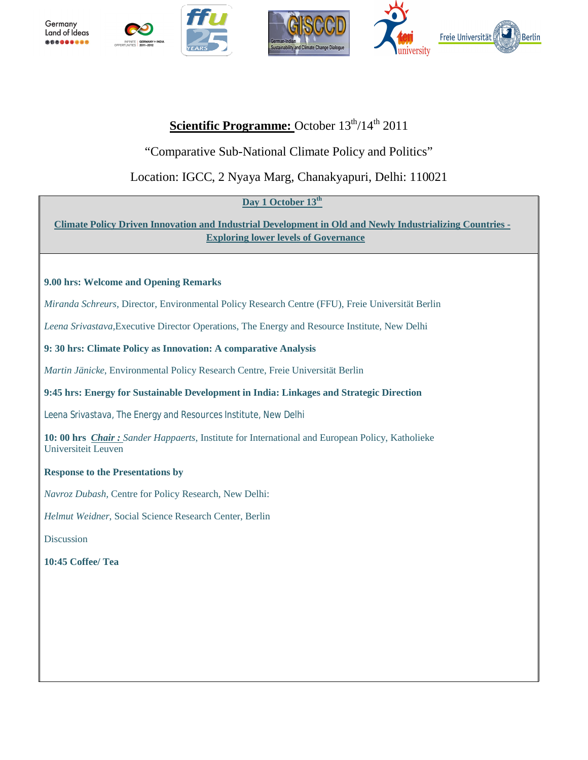# **Scientific Programme:** October 13th/14th 2011

"Comparative Sub-National Climate Policy and Politics"

Location: IGCC, 2 Nyaya Marg, Chanakyapuri, Delhi: 110021

## **Day 1 October 13th**

### **Climate Policy Driven Innovation and Industrial Development in Old and Newly Industrializing Countries - Exploring lower levels of Governance**

**9.00 hrs: Welcome and Opening Remarks**

*Miranda Schreurs*, Director, Environmental Policy Research Centre (FFU), Freie Universität Berlin

*Leena Srivastava*,Executive Director Operations, The Energy and Resource Institute, New Delhi

**9: 30 hrs: Climate Policy as Innovation: A comparative Analysis**

*Martin Jänicke*, Environmental Policy Research Centre, Freie Universität Berlin

**9:45 hrs: Energy for Sustainable Development in India: Linkages and Strategic Direction**

Leena Srivastava, The Energy and Resources Institute, New Delhi

**10: 00 hrs** ***Chair :*** *Sander Happaerts*, Institute for International and European Policy, Katholieke Universiteit Leuven

**Response to the Presentations by**

*Navroz Dubash*, Centre for Policy Research, New Delhi:

*Helmut Weidner*, Social Science Research Center, Berlin

Discussion

**10:45 Coffee/ Tea**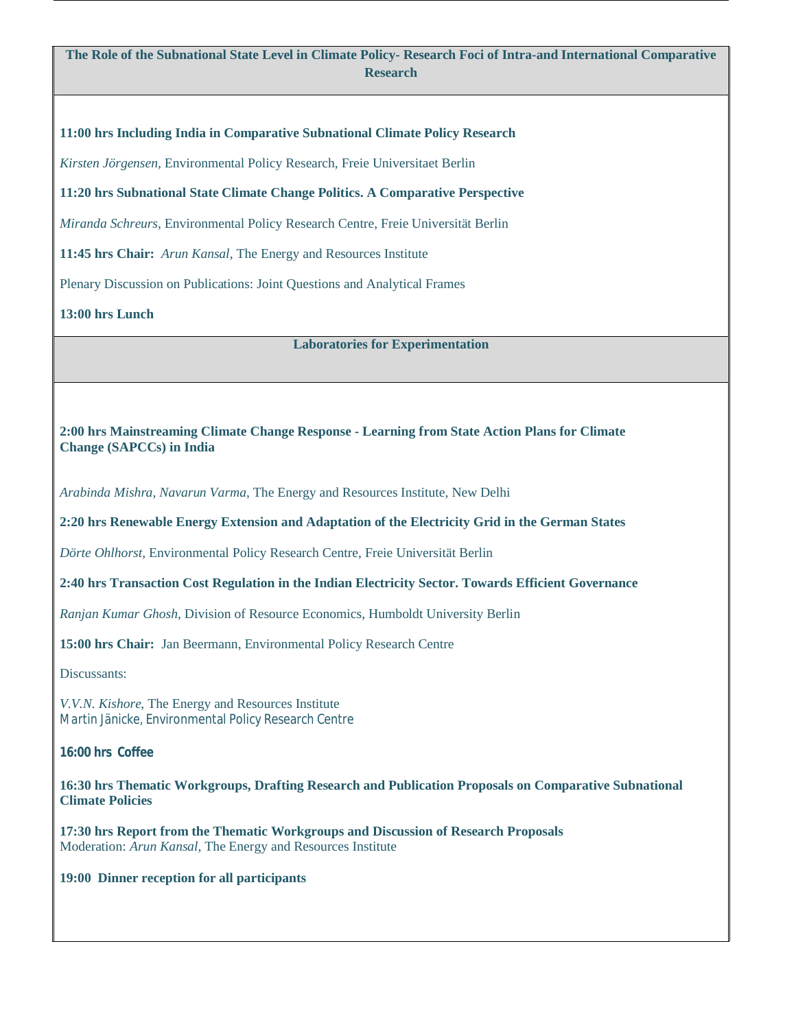## The Role of the Subnational State Level in Climate Policy- Research Foci of Intra-and International Comparative Research

**11:00 hrs Including India in Comparative Subnational Climate Policy Research**

*Kirsten Jörgensen*, Environmental Policy Research, Freie Universitaet Berlin

**11:20 hrs Subnational State Climate Change Politics. A Comparative Perspective**

*Miranda Schreurs*, Environmental Policy Research Centre, Freie Universität Berlin

**11:45 hrs Chair:** *Arun Kansal*, The Energy and Resources Institute

Plenary Discussion on Publications: Joint Questions and Analytical Frames

**13:00 hrs Lunch**

## Laboratories for Experimentation

**2:00 hrs Mainstreaming Climate Change Response - Learning from State Action Plans for Climate Change (SAPCCs) in India**

*Arabinda Mishra*, *Navarun Varma*, The Energy and Resources Institute, New Delhi

**2:20 hrs Renewable Energy Extension and Adaptation of the Electricity Grid in the German States**

*Dörte Ohlhorst*, Environmental Policy Research Centre, Freie Universität Berlin

**2:40 hrs Transaction Cost Regulation in the Indian Electricity Sector. Towards Efficient Governance**

*Ranjan Kumar Ghosh*, Division of Resource Economics, Humboldt University Berlin

**15:00 hrs Chair:** Jan Beermann, Environmental Policy Research Centre

Discussants:

*V.V.N. Kishore*, The Energy and Resources Institute
Martin Jänicke, Environmental Policy Research Centre

**16:00 hrs Coffee**

**16:30 hrs Thematic Workgroups, Drafting Research and Publication Proposals on Comparative Subnational Climate Policies**

**17:30 hrs Report from the Thematic Workgroups and Discussion of Research Proposals**
Moderation: *Arun Kansal*, The Energy and Resources Institute

**19:00 Dinner reception for all participants**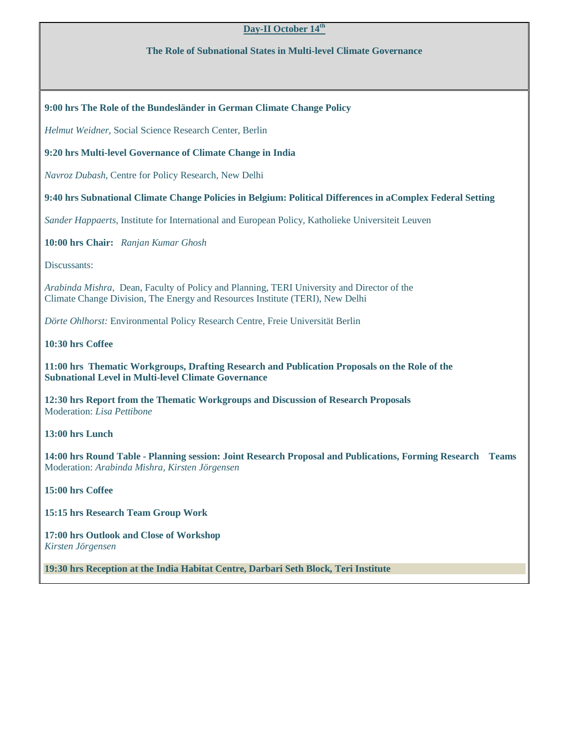## Day-II October 14th

### The Role of Subnational States in Multi-level Climate Governance

**9:00 hrs The Role of the Bundesländer in German Climate Change Policy**

*Helmut Weidner*, Social Science Research Center, Berlin

**9:20 hrs Multi-level Governance of Climate Change in India**

*Navroz Dubash*, Centre for Policy Research, New Delhi

**9:40 hrs Subnational Climate Change Policies in Belgium: Political Differences in aComplex Federal Setting**

*Sander Happaerts*, Institute for International and European Policy, Katholieke Universiteit Leuven

**10:00 hrs Chair:** *Ranjan Kumar Ghosh*

Discussants:

*Arabinda Mishra*, Dean, Faculty of Policy and Planning, TERI University and Director of the Climate Change Division, The Energy and Resources Institute (TERI), New Delhi

*Dörte Ohlhorst:* Environmental Policy Research Centre, Freie Universität Berlin

**10:30 hrs Coffee**

**11:00 hrs Thematic Workgroups, Drafting Research and Publication Proposals on the Role of the Subnational Level in Multi-level Climate Governance**

**12:30 hrs Report from the Thematic Workgroups and Discussion of Research Proposals**
Moderation: *Lisa Pettibone*

**13:00 hrs Lunch**

**14:00 hrs Round Table - Planning session: Joint Research Proposal and Publications, Forming Research Teams**
Moderation: *Arabinda Mishra, Kirsten Jörgensen*

**15:00 hrs Coffee**

**15:15 hrs Research Team Group Work**

**17:00 hrs Outlook and Close of Workshop**
*Kirsten Jörgensen*

**19:30 hrs Reception at the India Habitat Centre, Darbari Seth Block, Teri Institute**